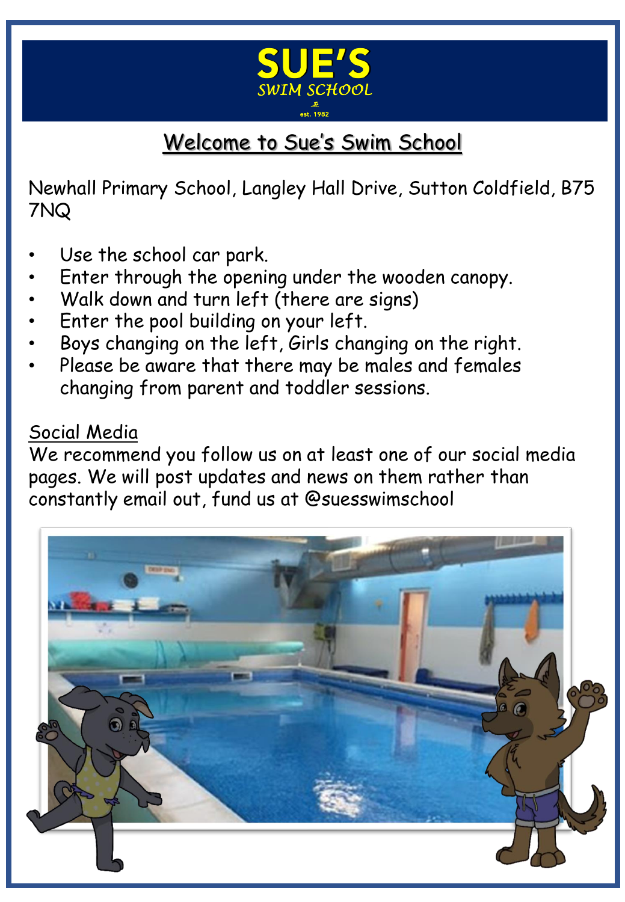# SUE'S
SWIM SCHOOL

est. 1982

## Welcome to Sue's Swim School

Newhall Primary School, Langley Hall Drive, Sutton Coldfield, B75 7NQ

- Use the school car park.
- Enter through the opening under the wooden canopy.
- Walk down and turn left (there are signs)
- Enter the pool building on your left.
- Boys changing on the left, Girls changing on the right.
- Please be aware that there may be males and females changing from parent and toddler sessions.

Social Media

We recommend you follow us on at least one of our social media pages. We will post updates and news on them rather than constantly email out, fund us at @suesswimschool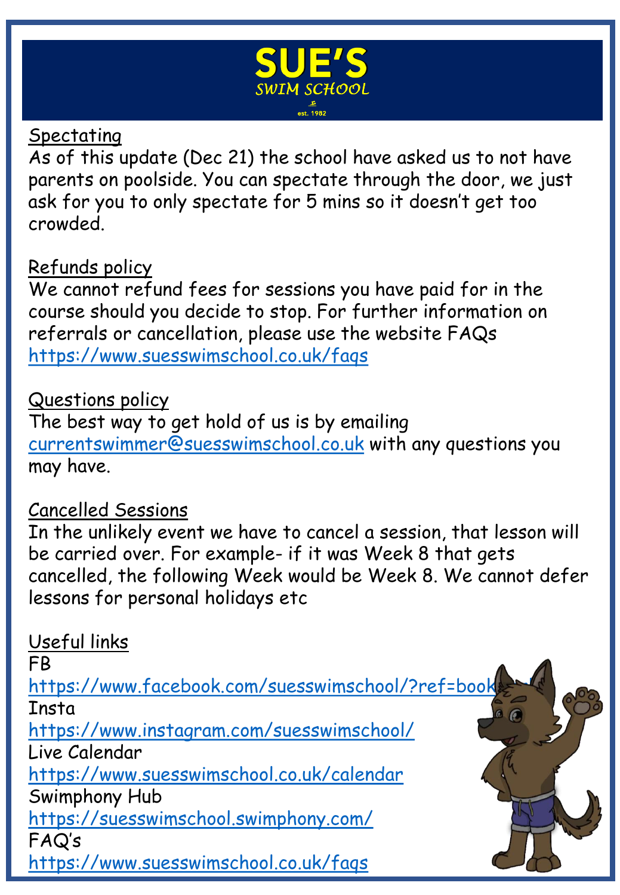# SUE'S
SWIM SCHOOL

est. 1982

## Spectating

As of this update (Dec 21) the school have asked us to not have parents on poolside. You can spectate through the door, we just ask for you to only spectate for 5 mins so it doesn't get too crowded.

## Refunds policy

We cannot refund fees for sessions you have paid for in the course should you decide to stop. For further information on referrals or cancellation, please use the website FAQs https://www.suesswimschool.co.uk/faqs

## Questions policy

The best way to get hold of us is by emailing currentswimmer@suesswimschool.co.uk with any questions you may have.

## Cancelled Sessions

In the unlikely event we have to cancel a session, that lesson will be carried over. For example- if it was Week 8 that gets cancelled, the following Week would be Week 8. We cannot defer lessons for personal holidays etc

## Useful links

FB
https://www.facebook.com/suesswimschool/?ref=book

Insta
https://www.instagram.com/suesswimschool/

Live Calendar
https://www.suesswimschool.co.uk/calendar

Swimphony Hub
https://suesswimschool.swimphony.com/

FAQ's
https://www.suesswimschool.co.uk/faqs